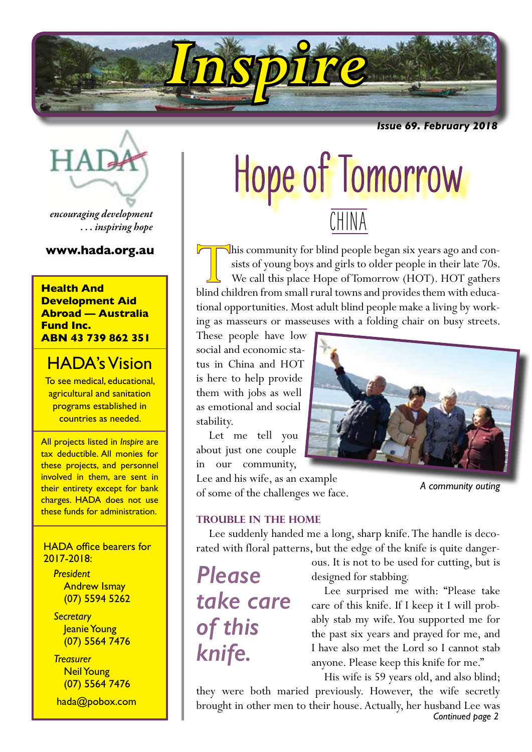# Inspire

***Issue 69. February 2018***

HADA

*encouraging development*
*. . . inspiring hope*

**www.hada.org.au**

**Health And Development Aid Abroad — Australia Fund Inc.**
**ABN 43 739 862 351**

## HADA's Vision

To see medical, educational, agricultural and sanitation programs established in countries as needed.

All projects listed in *Inspire* are tax deductible. All monies for these projects, and personnel involved in them, are sent in their entirety except for bank charges. HADA does not use these funds for administration.

HADA office bearers for 2017-2018:

*President*
Andrew Ismay
(07) 5594 5262

*Secretary*
Jeanie Young
(07) 5564 7476

*Treasurer*
Neil Young
(07) 5564 7476

hada@pobox.com

# Hope of Tomorrow

## CHINA

This community for blind people began six years ago and consists of young boys and girls to older people in their late 70s. We call this place Hope of Tomorrow (HOT). HOT gathers blind children from small rural towns and provides them with educational opportunities. Most adult blind people make a living by working as masseurs or masseuses with a folding chair on busy streets. These people have low social and economic status in China and HOT is here to help provide them with jobs as well as emotional and social stability.

Let me tell you about just one couple in our community, Lee and his wife, as an example of some of the challenges we face.

*A community outing*

### TROUBLE IN THE HOME

Lee suddenly handed me a long, sharp knife. The handle is decorated with floral patterns, but the edge of the knife is quite dangerous. It is not to be used for cutting, but is designed for stabbing.

> ***Please take care of this knife.***

Lee surprised me with: "Please take care of this knife. If I keep it I will probably stab my wife. You supported me for the past six years and prayed for me, and I have also met the Lord so I cannot stab anyone. Please keep this knife for me."

His wife is 59 years old, and also blind; they were both maried previously. However, the wife secretly brought in other men to their house. Actually, her husband Lee was

*Continued page 2*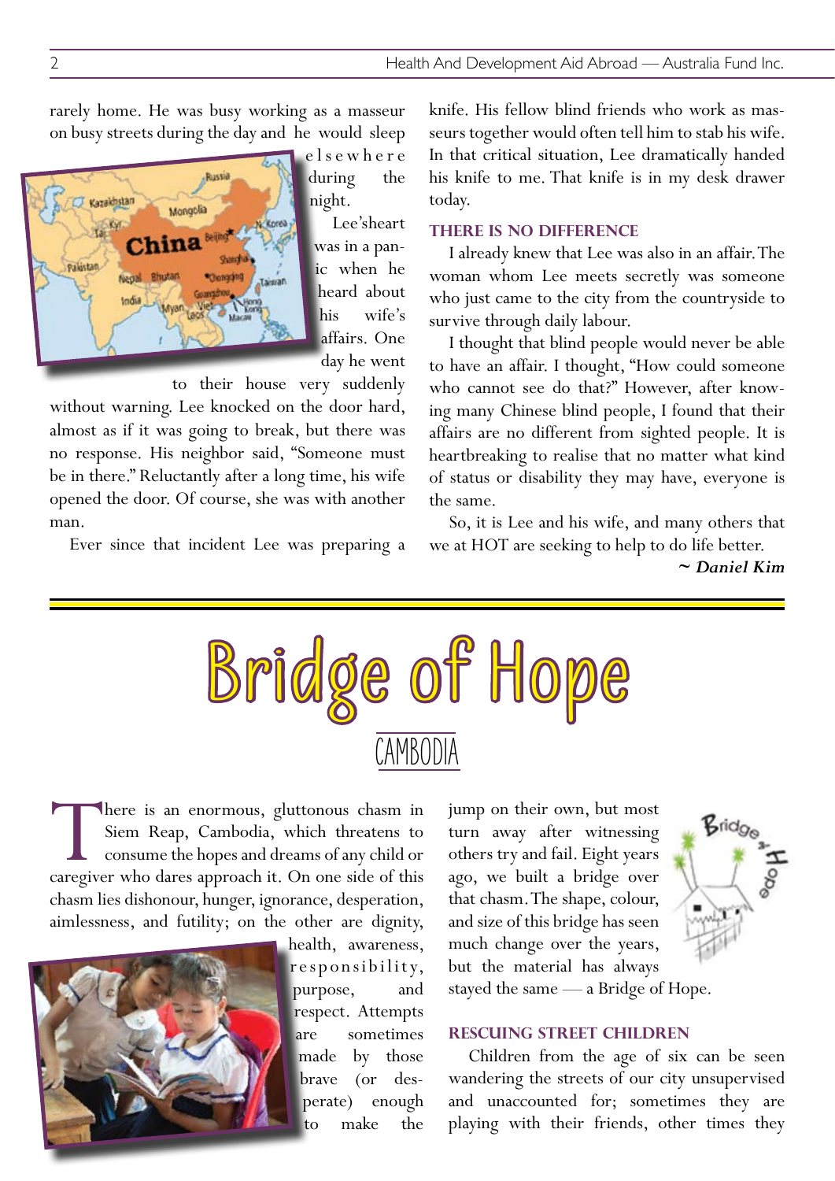rarely home. He was busy working as a masseur on busy streets during the day and he would sleep elsewhere during the night.

Lee'sheart was in a panic when he heard about his wife's affairs. One day he went to their house very suddenly without warning. Lee knocked on the door hard, almost as if it was going to break, but there was no response. His neighbor said, "Someone must be in there." Reluctantly after a long time, his wife opened the door. Of course, she was with another man.

Ever since that incident Lee was preparing a knife. His fellow blind friends who work as masseurs together would often tell him to stab his wife. In that critical situation, Lee dramatically handed his knife to me. That knife is in my desk drawer today.

### THERE IS NO DIFFERENCE

I already knew that Lee was also in an affair. The woman whom Lee meets secretly was someone who just came to the city from the countryside to survive through daily labour.

I thought that blind people would never be able to have an affair. I thought, "How could someone who cannot see do that?" However, after knowing many Chinese blind people, I found that their affairs are no different from sighted people. It is heartbreaking to realise that no matter what kind of status or disability they may have, everyone is the same.

So, it is Lee and his wife, and many others that we at HOT are seeking to help to do life better.

***~ Daniel Kim***

# Bridge of Hope

## CAMBODIA

There is an enormous, gluttonous chasm in Siem Reap, Cambodia, which threatens to consume the hopes and dreams of any child or caregiver who dares approach it. On one side of this chasm lies dishonour, hunger, ignorance, desperation, aimlessness, and futility; on the other are dignity, health, awareness, responsibility, purpose, and respect. Attempts are sometimes made by those brave (or desperate) enough to make the jump on their own, but most turn away after witnessing others try and fail. Eight years ago, we built a bridge over that chasm. The shape, colour, and size of this bridge has seen much change over the years, but the material has always stayed the same — a Bridge of Hope.

### RESCUING STREET CHILDREN

Children from the age of six can be seen wandering the streets of our city unsupervised and unaccounted for; sometimes they are playing with their friends, other times they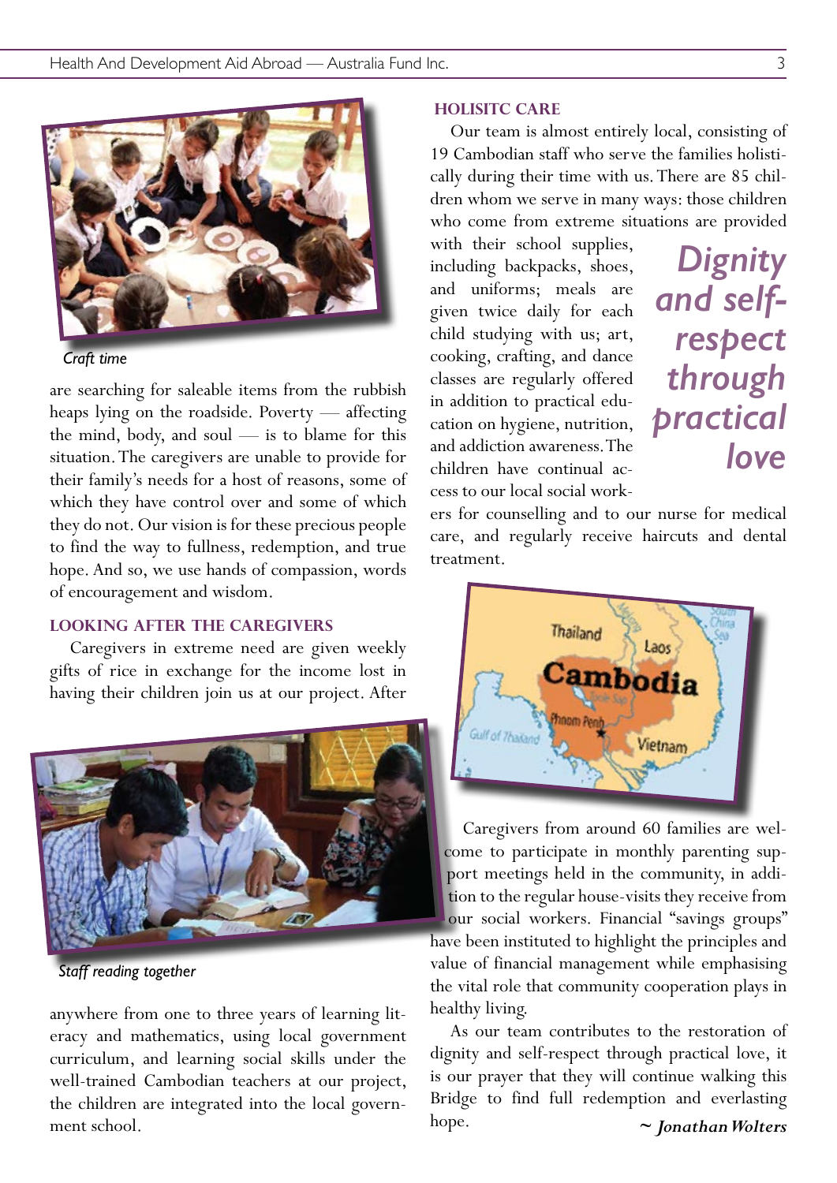*Craft time*

are searching for saleable items from the rubbish heaps lying on the roadside. Poverty — affecting the mind, body, and soul — is to blame for this situation. The caregivers are unable to provide for their family's needs for a host of reasons, some of which they have control over and some of which they do not. Our vision is for these precious people to find the way to fullness, redemption, and true hope. And so, we use hands of compassion, words of encouragement and wisdom.

### LOOKING AFTER THE CAREGIVERS

Caregivers in extreme need are given weekly gifts of rice in exchange for the income lost in having their children join us at our project. After anywhere from one to three years of learning literacy and mathematics, using local government curriculum, and learning social skills under the well-trained Cambodian teachers at our project, the children are integrated into the local government school.

*Staff reading together*

### HOLISITC CARE

Our team is almost entirely local, consisting of 19 Cambodian staff who serve the families holistically during their time with us. There are 85 children whom we serve in many ways: those children who come from extreme situations are provided with their school supplies, including backpacks, shoes, and uniforms; meals are given twice daily for each child studying with us; art, cooking, crafting, and dance classes are regularly offered in addition to practical education on hygiene, nutrition, and addiction awareness. The children have continual access to our local social workers for counselling and to our nurse for medical care, and regularly receive haircuts and dental treatment.

> *Dignity and self-respect through practical love*

Caregivers from around 60 families are welcome to participate in monthly parenting support meetings held in the community, in addition to the regular house-visits they receive from our social workers. Financial "savings groups" have been instituted to highlight the principles and value of financial management while emphasising the vital role that community cooperation plays in healthy living.

As our team contributes to the restoration of dignity and self-respect through practical love, it is our prayer that they will continue walking this Bridge to find full redemption and everlasting hope.

*~ Jonathan Wolters*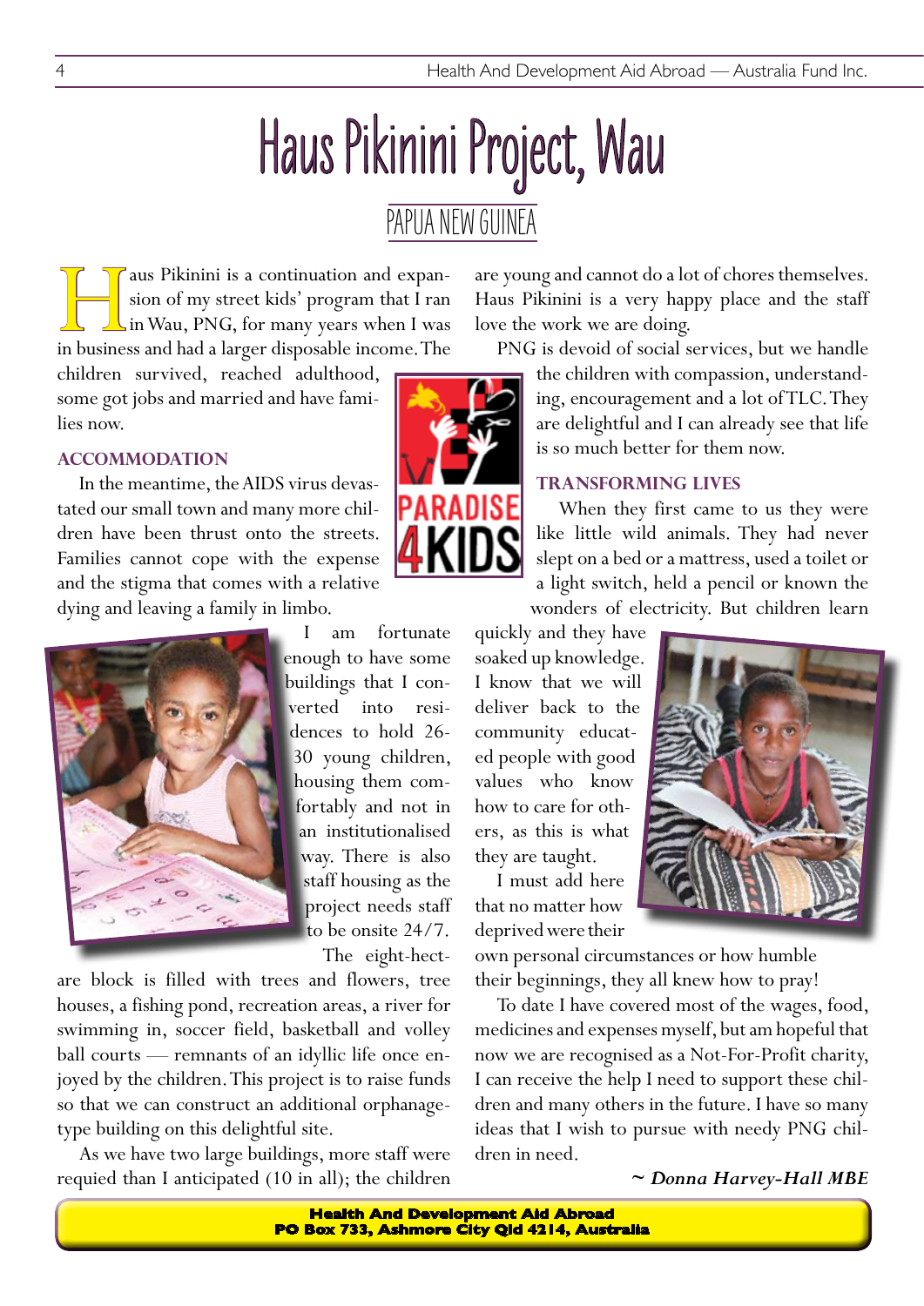# Haus Pikinini Project, Wau

## PAPUA NEW GUINEA

Haus Pikinini is a continuation and expansion of my street kids' program that I ran in Wau, PNG, for many years when I was in business and had a larger disposable income. The children survived, reached adulthood, some got jobs and married and have families now.

### ACCOMMODATION

In the meantime, the AIDS virus devastated our small town and many more children have been thrust onto the streets. Families cannot cope with the expense and the stigma that comes with a relative dying and leaving a family in limbo.

I am fortunate enough to have some buildings that I converted into residences to hold 26-30 young children, housing them comfortably and not in an institutionalised way. There is also staff housing as the project needs staff to be onsite 24/7.

The eight-hectare block is filled with trees and flowers, tree houses, a fishing pond, recreation areas, a river for swimming in, soccer field, basketball and volley ball courts — remnants of an idyllic life once enjoyed by the children. This project is to raise funds so that we can construct an additional orphanage-type building on this delightful site.

As we have two large buildings, more staff were requied than I anticipated (10 in all); the children are young and cannot do a lot of chores themselves. Haus Pikinini is a very happy place and the staff love the work we are doing.

PNG is devoid of social services, but we handle the children with compassion, understanding, encouragement and a lot of TLC. They are delightful and I can already see that life is so much better for them now.

### TRANSFORMING LIVES

When they first came to us they were like little wild animals. They had never slept on a bed or a mattress, used a toilet or a light switch, held a pencil or known the wonders of electricity. But children learn quickly and they have soaked up knowledge. I know that we will deliver back to the community educated people with good values who know how to care for others, as this is what they are taught.

I must add here that no matter how deprived were their own personal circumstances or how humble their beginnings, they all knew how to pray!

To date I have covered most of the wages, food, medicines and expenses myself, but am hopeful that now we are recognised as a Not-For-Profit charity, I can receive the help I need to support these children and many others in the future. I have so many ideas that I wish to pursue with needy PNG children in need.

*~ Donna Harvey-Hall MBE*

**Health And Development Aid Abroad**
**PO Box 733, Ashmore City Qld 4214, Australia**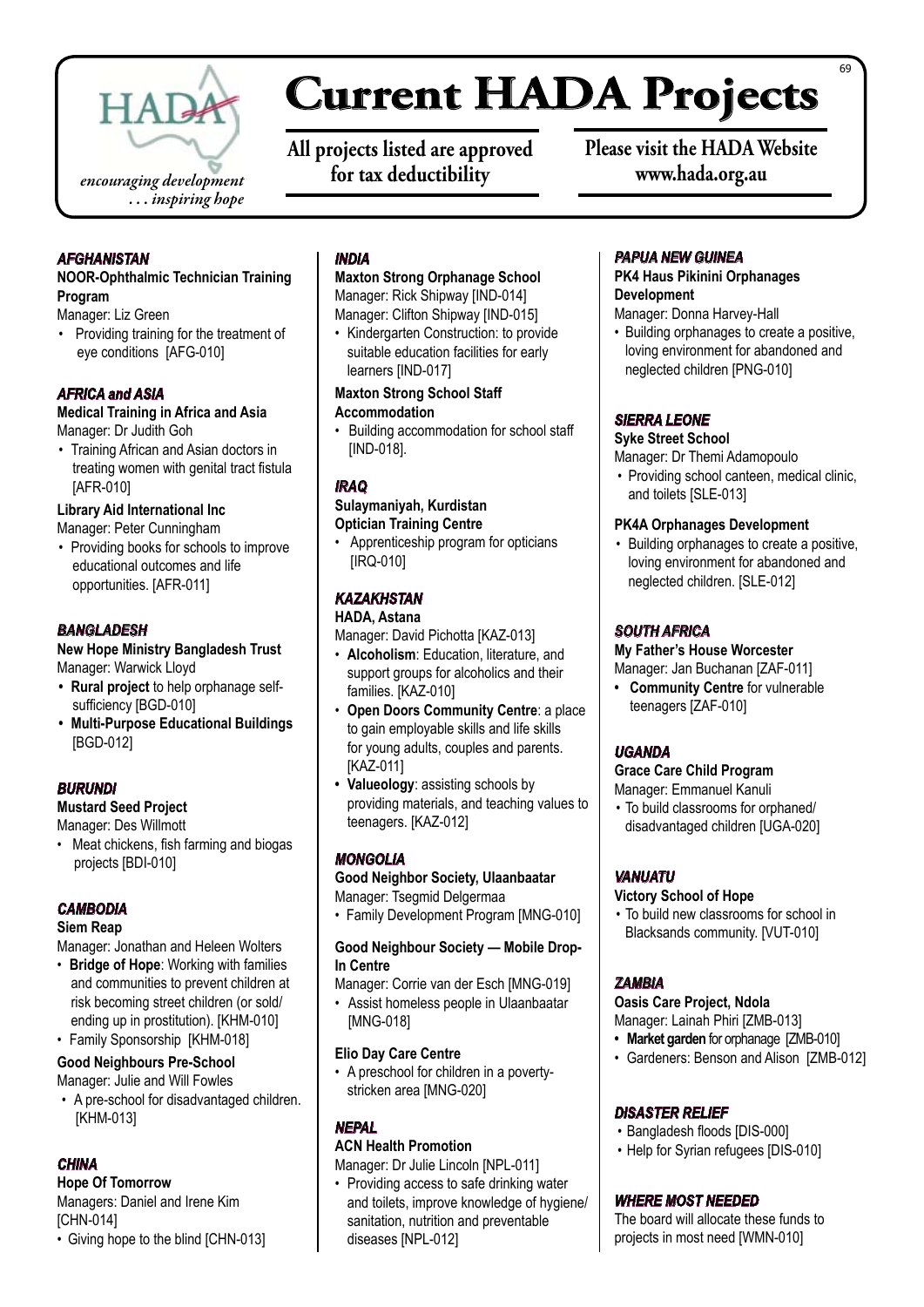HADA

*encouraging development . . . inspiring hope*

# Current HADA Projects

**All projects listed are approved for tax deductibility**

**Please visit the HADA Website www.hada.org.au**

### *AFGHANISTAN*

**NOOR-Ophthalmic Technician Training Program**
Manager: Liz Green

- Providing training for the treatment of eye conditions [AFG-010]

### *AFRICA and ASIA*

**Medical Training in Africa and Asia**
Manager: Dr Judith Goh

- Training African and Asian doctors in treating women with genital tract fistula [AFR-010]

**Library Aid International Inc**
Manager: Peter Cunningham

- Providing books for schools to improve educational outcomes and life opportunities. [AFR-011]

### *BANGLADESH*

**New Hope Ministry Bangladesh Trust**
Manager: Warwick Lloyd

- **Rural project** to help orphanage self-sufficiency [BGD-010]
- **Multi-Purpose Educational Buildings** [BGD-012]

### *BURUNDI*

**Mustard Seed Project**
Manager: Des Willmott

- Meat chickens, fish farming and biogas projects [BDI-010]

### *CAMBODIA*

**Siem Reap**
Manager: Jonathan and Heleen Wolters

- **Bridge of Hope**: Working with families and communities to prevent children at risk becoming street children (or sold/ending up in prostitution). [KHM-010]
- Family Sponsorship [KHM-018]

**Good Neighbours Pre-School**
Manager: Julie and Will Fowles

- A pre-school for disadvantaged children. [KHM-013]

### *CHINA*

**Hope Of Tomorrow**
Managers: Daniel and Irene Kim [CHN-014]

- Giving hope to the blind [CHN-013]

### *INDIA*

**Maxton Strong Orphanage School**
Manager: Rick Shipway [IND-014]
Manager: Clifton Shipway [IND-015]

- Kindergarten Construction: to provide suitable education facilities for early learners [IND-017]

**Maxton Strong School Staff Accommodation**

- Building accommodation for school staff [IND-018].

### *IRAQ*

**Sulaymaniyah, Kurdistan Optician Training Centre**

- Apprenticeship program for opticians [IRQ-010]

### *KAZAKHSTAN*

**HADA, Astana**
Manager: David Pichotta [KAZ-013]

- **Alcoholism**: Education, literature, and support groups for alcoholics and their families. [KAZ-010]
- **Open Doors Community Centre**: a place to gain employable skills and life skills for young adults, couples and parents. [KAZ-011]
- **Valueology**: assisting schools by providing materials, and teaching values to teenagers. [KAZ-012]

### *MONGOLIA*

**Good Neighbor Society, Ulaanbaatar**
Manager: Tsegmid Delgermaa

- Family Development Program [MNG-010]

**Good Neighbour Society — Mobile Drop-In Centre**
Manager: Corrie van der Esch [MNG-019]

- Assist homeless people in Ulaanbaatar [MNG-018]

**Elio Day Care Centre**

- A preschool for children in a poverty-stricken area [MNG-020]

### *NEPAL*

**ACN Health Promotion**
Manager: Dr Julie Lincoln [NPL-011]

- Providing access to safe drinking water and toilets, improve knowledge of hygiene/sanitation, nutrition and preventable diseases [NPL-012]

### *PAPUA NEW GUINEA*

**PK4 Haus Pikinini Orphanages Development**
Manager: Donna Harvey-Hall

- Building orphanages to create a positive, loving environment for abandoned and neglected children [PNG-010]

### *SIERRA LEONE*

**Syke Street School**
Manager: Dr Themi Adamopoulo

- Providing school canteen, medical clinic, and toilets [SLE-013]

**PK4A Orphanages Development**

- Building orphanages to create a positive, loving environment for abandoned and neglected children. [SLE-012]

### *SOUTH AFRICA*

**My Father's House Worcester**
Manager: Jan Buchanan [ZAF-011]

- **Community Centre** for vulnerable teenagers [ZAF-010]

### *UGANDA*

**Grace Care Child Program**
Manager: Emmanuel Kanuli

- To build classrooms for orphaned/disadvantaged children [UGA-020]

### *VANUATU*

**Victory School of Hope**

- To build new classrooms for school in Blacksands community. [VUT-010]

### *ZAMBIA*

**Oasis Care Project, Ndola**
Manager: Lainah Phiri [ZMB-013]

- **Market garden** for orphanage [ZMB-010]
- Gardeners: Benson and Alison [ZMB-012]

### *DISASTER RELIEF*

- Bangladesh floods [DIS-000]
- Help for Syrian refugees [DIS-010]

### *WHERE MOST NEEDED*

The board will allocate these funds to projects in most need [WMN-010]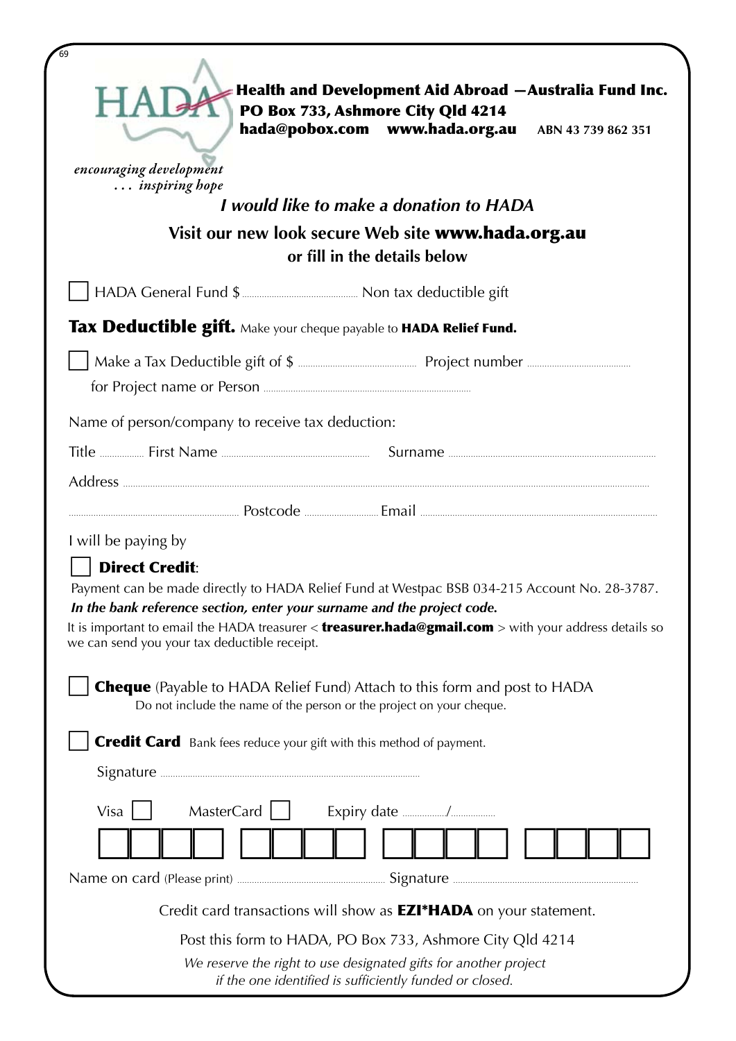**Health and Development Aid Abroad —Australia Fund Inc.**
**PO Box 733, Ashmore City Qld 4214**
**hada@pobox.com www.hada.org.au** ABN 43 739 862 351

*encouraging development … inspiring hope*

## *I would like to make a donation to HADA*

**Visit our new look secure Web site www.hada.org.au**
**or fill in the details below**

☐ HADA General Fund $ .................... Non tax deductible gift

**Tax Deductible gift.** Make your cheque payable to **HADA Relief Fund.**

☐ Make a Tax Deductible gift of $ .................... Project number ....................
for Project name or Person ....................

Name of person/company to receive tax deduction:

Title .......... First Name .................... Surname ....................

Address ....................

.................... Postcode .......... Email ....................

I will be paying by

☐ **Direct Credit**:
Payment can be made directly to HADA Relief Fund at Westpac BSB 034-215 Account No. 28-3787.
***In the bank reference section, enter your surname and the project code.***
It is important to email the HADA treasurer < **treasurer.hada@gmail.com** > with your address details so we can send you your tax deductible receipt.

☐ **Cheque** (Payable to HADA Relief Fund) Attach to this form and post to HADA
Do not include the name of the person or the project on your cheque.

☐ **Credit Card** Bank fees reduce your gift with this method of payment.

Signature ....................

Visa ☐ MasterCard ☐ Expiry date ........../..........

☐☐☐☐ ☐☐☐☐ ☐☐☐☐ ☐☐☐☐

Name on card (Please print) .................... Signature ....................

Credit card transactions will show as **EZI*HADA** on your statement.

Post this form to HADA, PO Box 733, Ashmore City Qld 4214

*We reserve the right to use designated gifts for another project if the one identified is sufficiently funded or closed.*